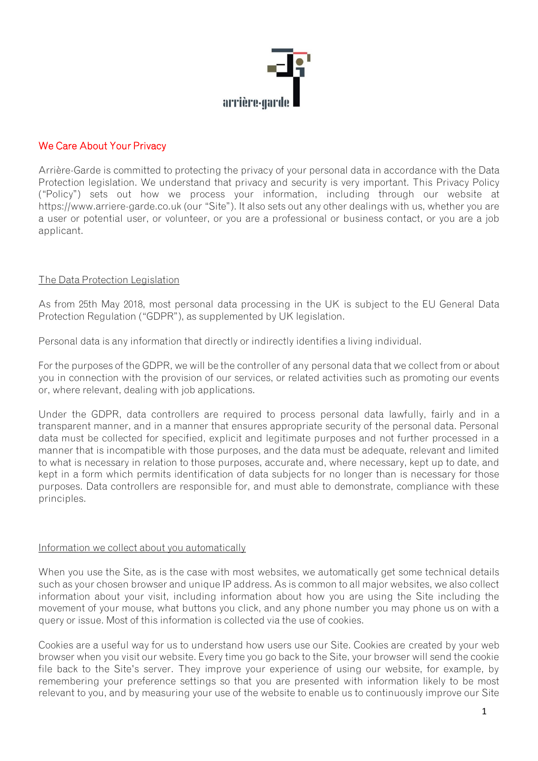arrière-garde

## We Care About Your Privacy

Arrière-Garde is committed to protecting the privacy of your personal data in accordance with the Data Protection legislation. We understand that privacy and security is very important. This Privacy Policy ("Policy") sets out how we process your information, including through our website at https://www.arriere-garde.co.uk (our "Site"). It also sets out any other dealings with us, whether you are a user or potential user, or volunteer, or you are a professional or business contact, or you are a job applicant.

### The Data Protection Legislation

As from 25th May 2018, most personal data processing in the UK is subject to the EU General Data Protection Regulation ("GDPR"), as supplemented by UK legislation.

Personal data is any information that directly or indirectly identifies a living individual.

For the purposes of the GDPR, we will be the controller of any personal data that we collect from or about you in connection with the provision of our services, or related activities such as promoting our events or, where relevant, dealing with job applications.

Under the GDPR, data controllers are required to process personal data lawfully, fairly and in a transparent manner, and in a manner that ensures appropriate security of the personal data. Personal data must be collected for specified, explicit and legitimate purposes and not further processed in a manner that is incompatible with those purposes, and the data must be adequate, relevant and limited to what is necessary in relation to those purposes, accurate and, where necessary, kept up to date, and kept in a form which permits identification of data subjects for no longer than is necessary for those purposes. Data controllers are responsible for, and must able to demonstrate, compliance with these principles.

### Information we collect about you automatically

When you use the Site, as is the case with most websites, we automatically get some technical details such as your chosen browser and unique IP address. As is common to all major websites, we also collect information about your visit, including information about how you are using the Site including the movement of your mouse, what buttons you click, and any phone number you may phone us on with a query or issue. Most of this information is collected via the use of cookies.

Cookies are a useful way for us to understand how users use our Site. Cookies are created by your web browser when you visit our website. Every time you go back to the Site, your browser will send the cookie file back to the Site's server. They improve your experience of using our website, for example, by remembering your preference settings so that you are presented with information likely to be most relevant to you, and by measuring your use of the website to enable us to continuously improve our Site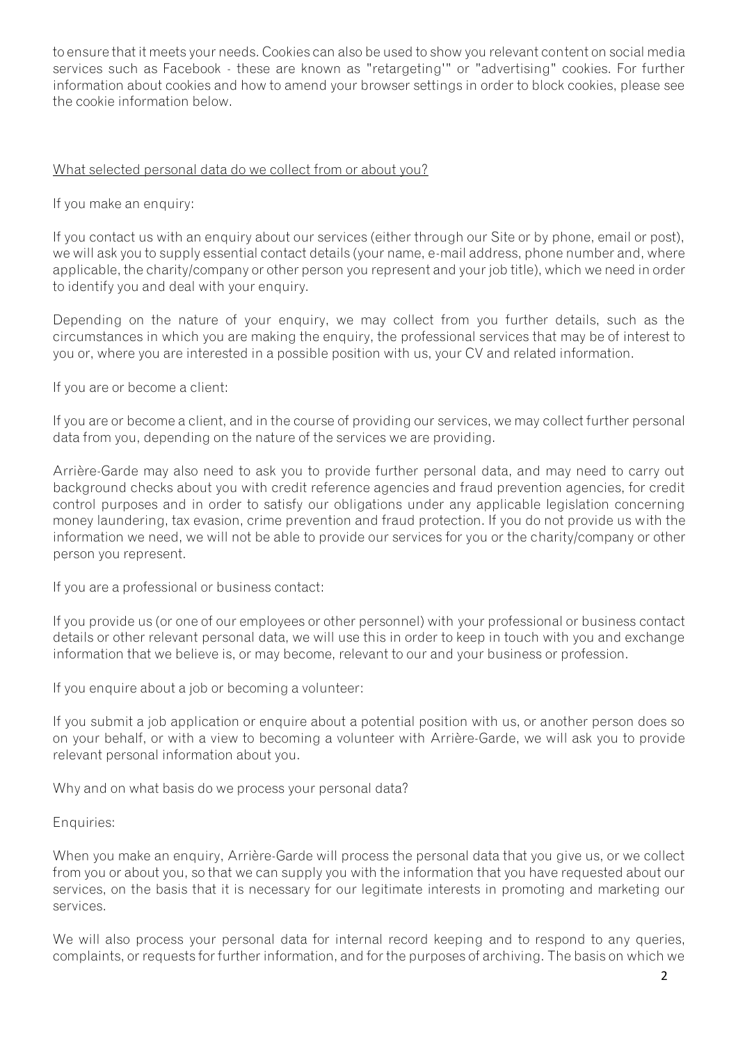to ensure that it meets your needs. Cookies can also be used to show you relevant content on social media services such as Facebook - these are known as "retargeting'" or "advertising" cookies. For further information about cookies and how to amend your browser settings in order to block cookies, please see the cookie information below.

<u>What selected personal data do we collect from or about you?</u>

If you make an enquiry:

If you contact us with an enquiry about our services (either through our Site or by phone, email or post), we will ask you to supply essential contact details (your name, e-mail address, phone number and, where applicable, the charity/company or other person you represent and your job title), which we need in order to identify you and deal with your enquiry.

Depending on the nature of your enquiry, we may collect from you further details, such as the circumstances in which you are making the enquiry, the professional services that may be of interest to you or, where you are interested in a possible position with us, your CV and related information.

If you are or become a client:

If you are or become a client, and in the course of providing our services, we may collect further personal data from you, depending on the nature of the services we are providing.

Arrière-Garde may also need to ask you to provide further personal data, and may need to carry out background checks about you with credit reference agencies and fraud prevention agencies, for credit control purposes and in order to satisfy our obligations under any applicable legislation concerning money laundering, tax evasion, crime prevention and fraud protection. If you do not provide us with the information we need, we will not be able to provide our services for you or the charity/company or other person you represent.

If you are a professional or business contact:

If you provide us (or one of our employees or other personnel) with your professional or business contact details or other relevant personal data, we will use this in order to keep in touch with you and exchange information that we believe is, or may become, relevant to our and your business or profession.

If you enquire about a job or becoming a volunteer:

If you submit a job application or enquire about a potential position with us, or another person does so on your behalf, or with a view to becoming a volunteer with Arrière-Garde, we will ask you to provide relevant personal information about you.

Why and on what basis do we process your personal data?

Enquiries:

When you make an enquiry, Arrière-Garde will process the personal data that you give us, or we collect from you or about you, so that we can supply you with the information that you have requested about our services, on the basis that it is necessary for our legitimate interests in promoting and marketing our services.

We will also process your personal data for internal record keeping and to respond to any queries, complaints, or requests for further information, and for the purposes of archiving. The basis on which we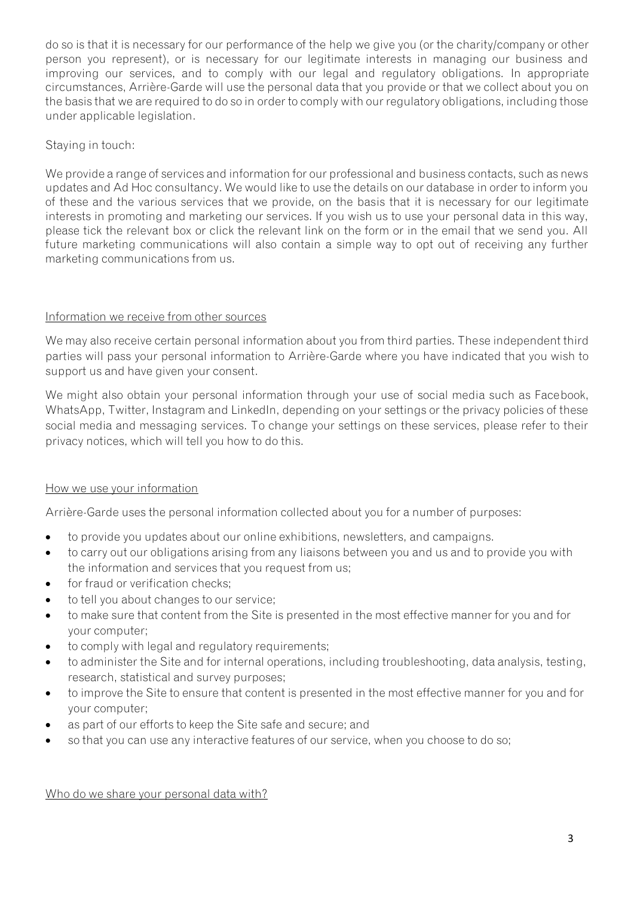do so is that it is necessary for our performance of the help we give you (or the charity/company or other person you represent), or is necessary for our legitimate interests in managing our business and improving our services, and to comply with our legal and regulatory obligations. In appropriate circumstances, Arrière-Garde will use the personal data that you provide or that we collect about you on the basis that we are required to do so in order to comply with our regulatory obligations, including those under applicable legislation.

Staying in touch:

We provide a range of services and information for our professional and business contacts, such as news updates and Ad Hoc consultancy. We would like to use the details on our database in order to inform you of these and the various services that we provide, on the basis that it is necessary for our legitimate interests in promoting and marketing our services. If you wish us to use your personal data in this way, please tick the relevant box or click the relevant link on the form or in the email that we send you. All future marketing communications will also contain a simple way to opt out of receiving any further marketing communications from us.

<u>Information we receive from other sources</u>

We may also receive certain personal information about you from third parties. These independent third parties will pass your personal information to Arrière-Garde where you have indicated that you wish to support us and have given your consent.

We might also obtain your personal information through your use of social media such as Facebook, WhatsApp, Twitter, Instagram and LinkedIn, depending on your settings or the privacy policies of these social media and messaging services. To change your settings on these services, please refer to their privacy notices, which will tell you how to do this.

<u>How we use your information</u>

Arrière-Garde uses the personal information collected about you for a number of purposes:

- to provide you updates about our online exhibitions, newsletters, and campaigns.
- to carry out our obligations arising from any liaisons between you and us and to provide you with the information and services that you request from us;
- for fraud or verification checks;
- to tell you about changes to our service;
- to make sure that content from the Site is presented in the most effective manner for you and for your computer;
- to comply with legal and regulatory requirements;
- to administer the Site and for internal operations, including troubleshooting, data analysis, testing, research, statistical and survey purposes;
- to improve the Site to ensure that content is presented in the most effective manner for you and for your computer;
- as part of our efforts to keep the Site safe and secure; and
- so that you can use any interactive features of our service, when you choose to do so;

<u>Who do we share your personal data with?</u>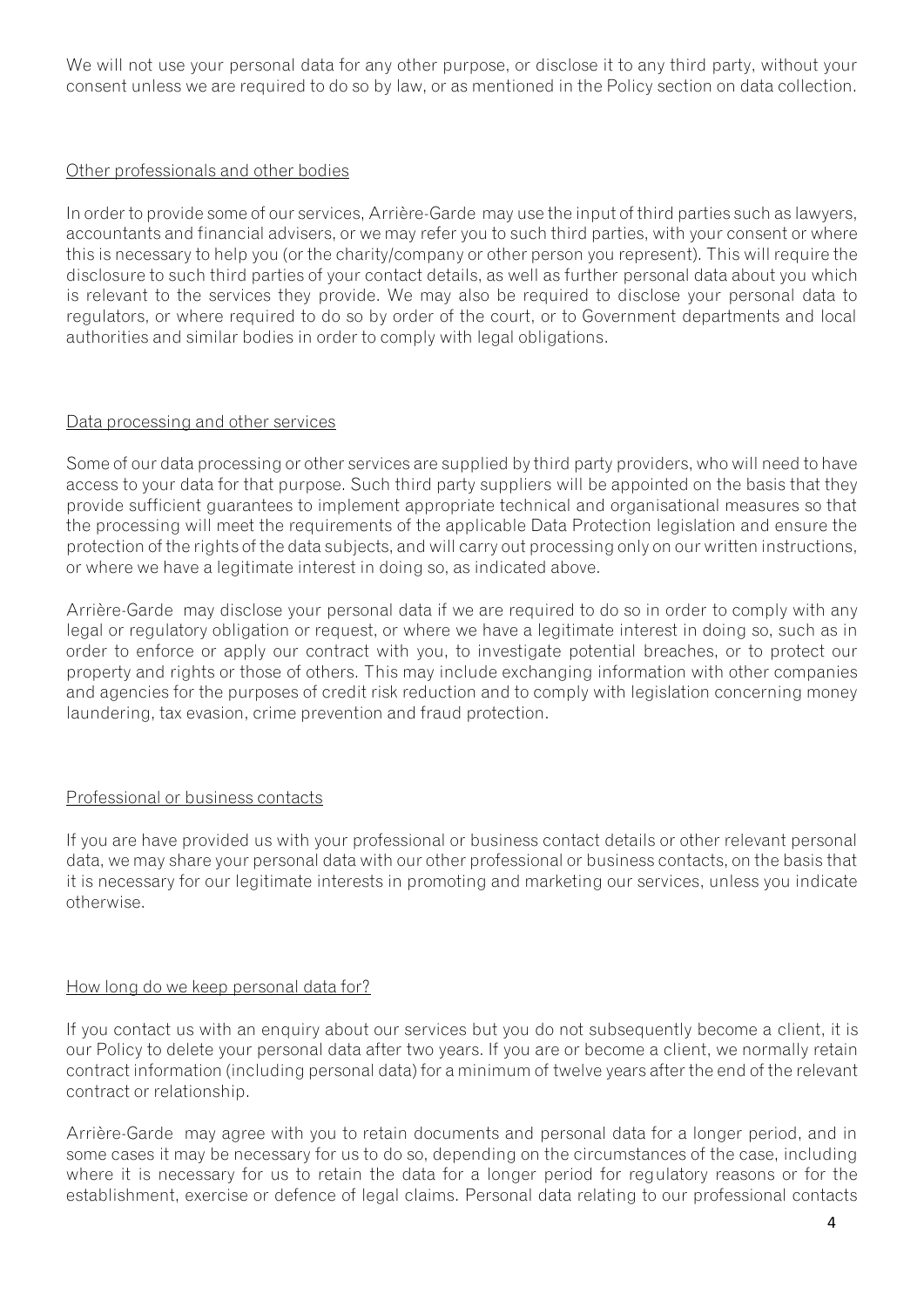We will not use your personal data for any other purpose, or disclose it to any third party, without your consent unless we are required to do so by law, or as mentioned in the Policy section on data collection.

## Other professionals and other bodies

In order to provide some of our services, Arrière-Garde may use the input of third parties such as lawyers, accountants and financial advisers, or we may refer you to such third parties, with your consent or where this is necessary to help you (or the charity/company or other person you represent). This will require the disclosure to such third parties of your contact details, as well as further personal data about you which is relevant to the services they provide. We may also be required to disclose your personal data to regulators, or where required to do so by order of the court, or to Government departments and local authorities and similar bodies in order to comply with legal obligations.

## Data processing and other services

Some of our data processing or other services are supplied by third party providers, who will need to have access to your data for that purpose. Such third party suppliers will be appointed on the basis that they provide sufficient guarantees to implement appropriate technical and organisational measures so that the processing will meet the requirements of the applicable Data Protection legislation and ensure the protection of the rights of the data subjects, and will carry out processing only on our written instructions, or where we have a legitimate interest in doing so, as indicated above.

Arrière-Garde may disclose your personal data if we are required to do so in order to comply with any legal or regulatory obligation or request, or where we have a legitimate interest in doing so, such as in order to enforce or apply our contract with you, to investigate potential breaches, or to protect our property and rights or those of others. This may include exchanging information with other companies and agencies for the purposes of credit risk reduction and to comply with legislation concerning money laundering, tax evasion, crime prevention and fraud protection.

## Professional or business contacts

If you are have provided us with your professional or business contact details or other relevant personal data, we may share your personal data with our other professional or business contacts, on the basis that it is necessary for our legitimate interests in promoting and marketing our services, unless you indicate otherwise.

## How long do we keep personal data for?

If you contact us with an enquiry about our services but you do not subsequently become a client, it is our Policy to delete your personal data after two years. If you are or become a client, we normally retain contract information (including personal data) for a minimum of twelve years after the end of the relevant contract or relationship.

Arrière-Garde may agree with you to retain documents and personal data for a longer period, and in some cases it may be necessary for us to do so, depending on the circumstances of the case, including where it is necessary for us to retain the data for a longer period for regulatory reasons or for the establishment, exercise or defence of legal claims. Personal data relating to our professional contacts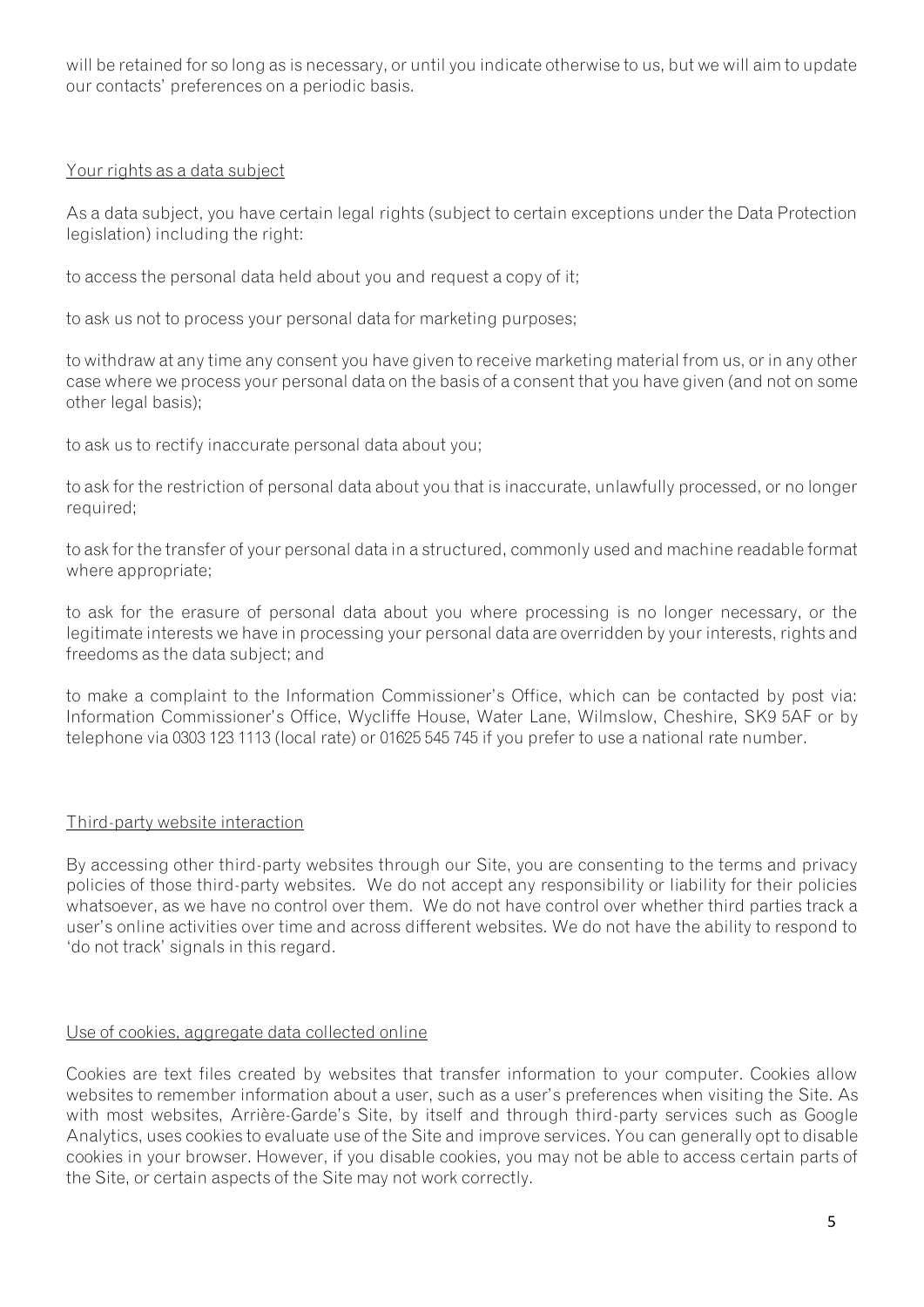will be retained for so long as is necessary, or until you indicate otherwise to us, but we will aim to update our contacts' preferences on a periodic basis.

## Your rights as a data subject

As a data subject, you have certain legal rights (subject to certain exceptions under the Data Protection legislation) including the right:

to access the personal data held about you and request a copy of it;

to ask us not to process your personal data for marketing purposes;

to withdraw at any time any consent you have given to receive marketing material from us, or in any other case where we process your personal data on the basis of a consent that you have given (and not on some other legal basis);

to ask us to rectify inaccurate personal data about you;

to ask for the restriction of personal data about you that is inaccurate, unlawfully processed, or no longer required;

to ask for the transfer of your personal data in a structured, commonly used and machine readable format where appropriate;

to ask for the erasure of personal data about you where processing is no longer necessary, or the legitimate interests we have in processing your personal data are overridden by your interests, rights and freedoms as the data subject; and

to make a complaint to the Information Commissioner's Office, which can be contacted by post via: Information Commissioner's Office, Wycliffe House, Water Lane, Wilmslow, Cheshire, SK9 5AF or by telephone via 0303 123 1113 (local rate) or 01625 545 745 if you prefer to use a national rate number.

## Third-party website interaction

By accessing other third-party websites through our Site, you are consenting to the terms and privacy policies of those third-party websites. We do not accept any responsibility or liability for their policies whatsoever, as we have no control over them. We do not have control over whether third parties track a user's online activities over time and across different websites. We do not have the ability to respond to 'do not track' signals in this regard.

## Use of cookies, aggregate data collected online

Cookies are text files created by websites that transfer information to your computer. Cookies allow websites to remember information about a user, such as a user's preferences when visiting the Site. As with most websites, Arrière-Garde's Site, by itself and through third-party services such as Google Analytics, uses cookies to evaluate use of the Site and improve services. You can generally opt to disable cookies in your browser. However, if you disable cookies, you may not be able to access certain parts of the Site, or certain aspects of the Site may not work correctly.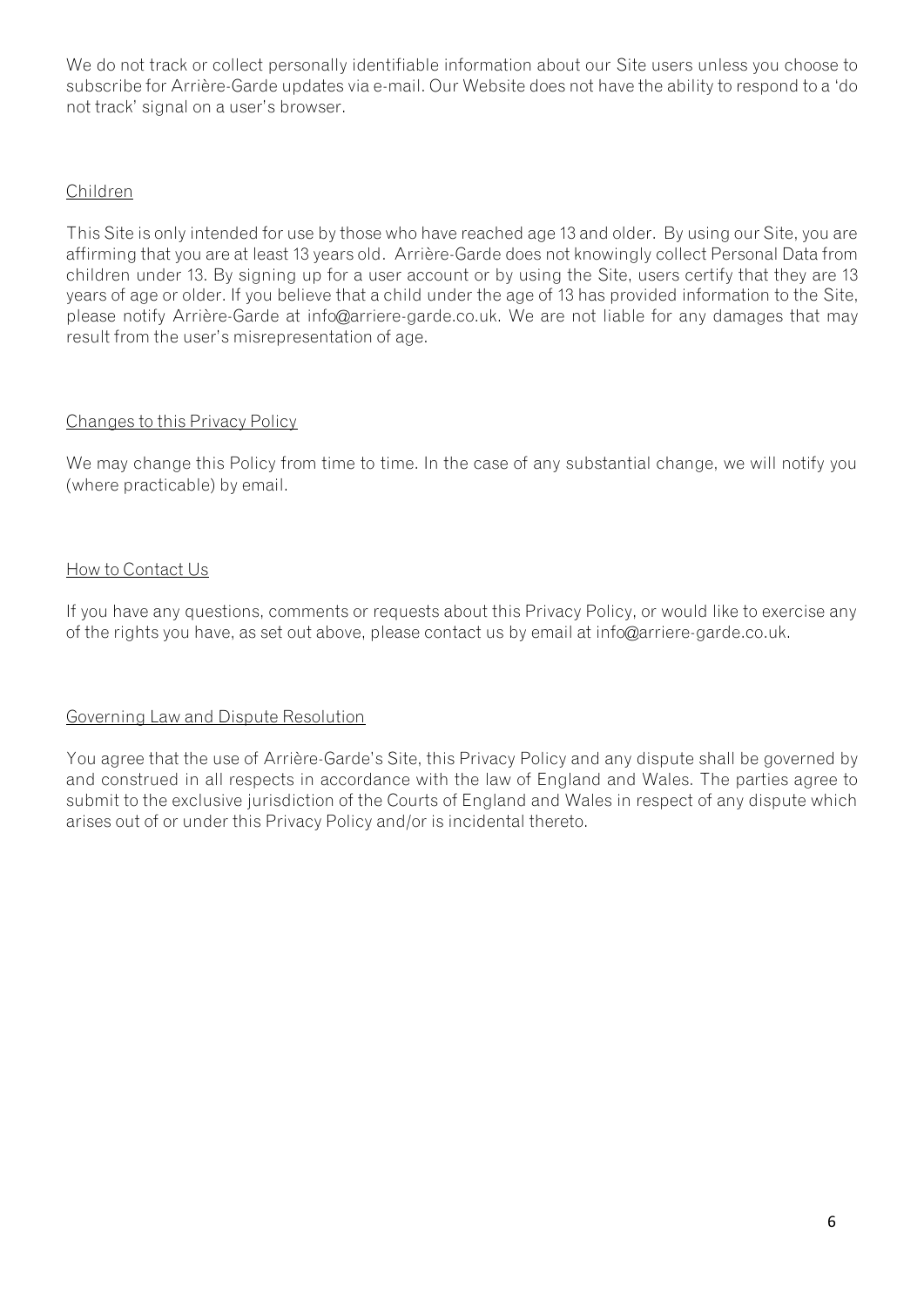We do not track or collect personally identifiable information about our Site users unless you choose to subscribe for Arrière-Garde updates via e-mail. Our Website does not have the ability to respond to a 'do not track' signal on a user's browser.

## Children

This Site is only intended for use by those who have reached age 13 and older. By using our Site, you are affirming that you are at least 13 years old. Arrière-Garde does not knowingly collect Personal Data from children under 13. By signing up for a user account or by using the Site, users certify that they are 13 years of age or older. If you believe that a child under the age of 13 has provided information to the Site, please notify Arrière-Garde at info@arriere-garde.co.uk. We are not liable for any damages that may result from the user's misrepresentation of age.

## Changes to this Privacy Policy

We may change this Policy from time to time. In the case of any substantial change, we will notify you (where practicable) by email.

## How to Contact Us

If you have any questions, comments or requests about this Privacy Policy, or would like to exercise any of the rights you have, as set out above, please contact us by email at info@arriere-garde.co.uk.

## Governing Law and Dispute Resolution

You agree that the use of Arrière-Garde's Site, this Privacy Policy and any dispute shall be governed by and construed in all respects in accordance with the law of England and Wales. The parties agree to submit to the exclusive jurisdiction of the Courts of England and Wales in respect of any dispute which arises out of or under this Privacy Policy and/or is incidental thereto.